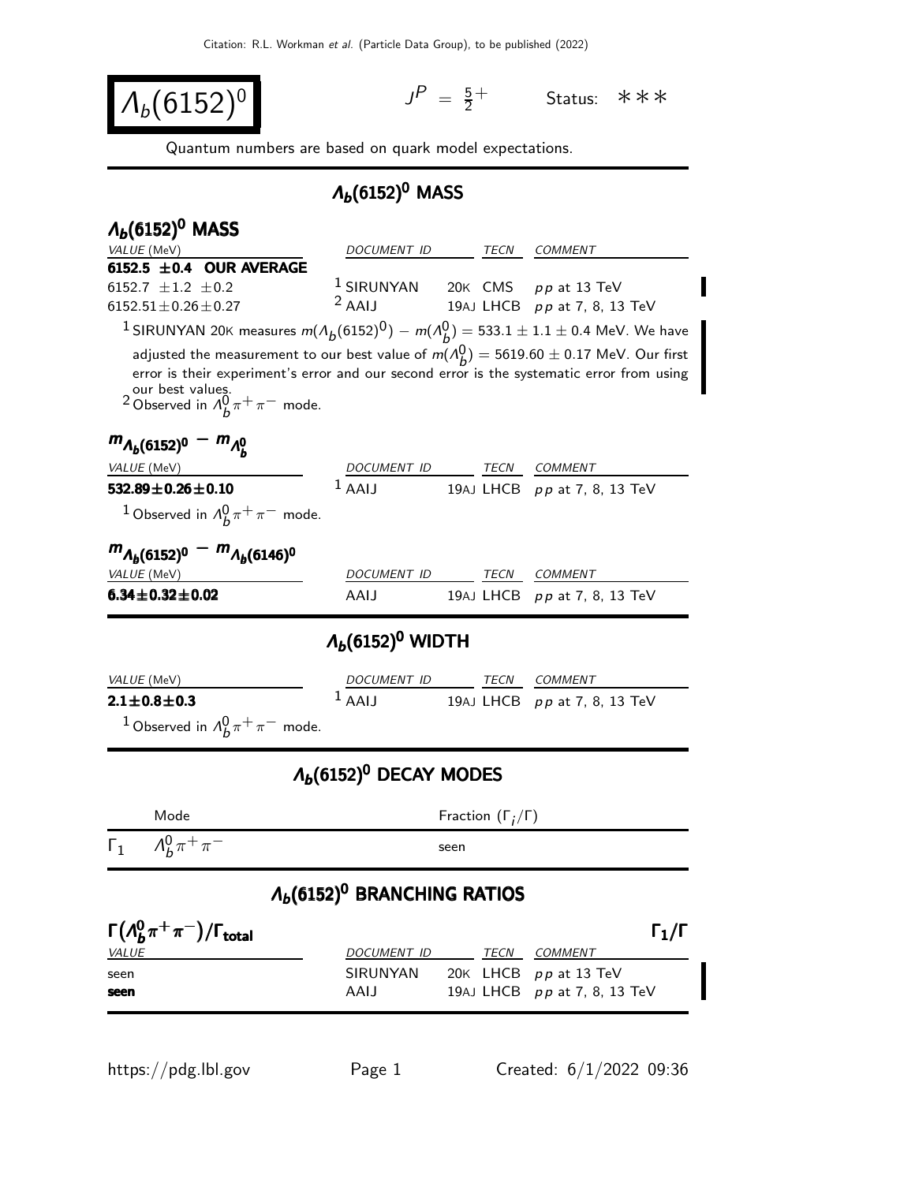Citation: R.L. Workman *et al.* (Particle Data Group), to be published (2022)

# $\Lambda_b(6152)^0$

$J^P = \frac{5}{2}^+$ Status: ∗∗∗

Quantum numbers are based on quark model expectations.

## $\Lambda_b(6152)^0$ MASS

### $\Lambda_b(6152)^0$ MASS

| VALUE (MeV) | DOCUMENT ID | TECN | COMMENT |
|---|---|---|---|
| **6152.5 ±0.4 OUR AVERAGE** | | | |
| 6152.7 ±1.2 ±0.2 | [1] SIRUNYAN | 20K CMS | $pp$ at 13 TeV |
| 6152.51±0.26±0.27 | [2] AAIJ | 19AJ LHCB | $pp$ at 7, 8, 13 TeV |

[1] SIRUNYAN 20K measures $m(\Lambda_b(6152)^0) - m(\Lambda_b^0) = 533.1 \pm 1.1 \pm 0.4$ MeV. We have adjusted the measurement to our best value of $m(\Lambda_b^0) = 5619.60 \pm 0.17$ MeV. Our first error is their experiment's error and our second error is the systematic error from using our best values.

[2] Observed in $\Lambda_b^0 \pi^+ \pi^-$ mode.

### $m_{\Lambda_b(6152)^0} - m_{\Lambda_b^0}$

| VALUE (MeV) | DOCUMENT ID | TECN | COMMENT |
|---|---|---|---|
| **532.89±0.26±0.10** | [1] AAIJ | 19AJ LHCB | $pp$ at 7, 8, 13 TeV |

[1] Observed in $\Lambda_b^0 \pi^+ \pi^-$ mode.

### $m_{\Lambda_b(6152)^0} - m_{\Lambda_b(6146)^0}$

| VALUE (MeV) | DOCUMENT ID | TECN | COMMENT |
|---|---|---|---|
| **6.34±0.32±0.02** | AAIJ | 19AJ LHCB | $pp$ at 7, 8, 13 TeV |

## $\Lambda_b(6152)^0$ WIDTH

| VALUE (MeV) | DOCUMENT ID | TECN | COMMENT |
|---|---|---|---|
| **2.1±0.8±0.3** | [1] AAIJ | 19AJ LHCB | $pp$ at 7, 8, 13 TeV |

[1] Observed in $\Lambda_b^0 \pi^+ \pi^-$ mode.

## $\Lambda_b(6152)^0$ DECAY MODES

| | Mode | Fraction ($\Gamma_i/\Gamma$) |
|---|---|---|
| $\Gamma_1$ | $\Lambda_b^0 \pi^+ \pi^-$ | seen |

## $\Lambda_b(6152)^0$ BRANCHING RATIOS

### $\Gamma(\Lambda_b^0 \pi^+ \pi^-)/\Gamma_{\text{total}}$ — $\Gamma_1/\Gamma$

| VALUE | DOCUMENT ID | TECN | COMMENT |
|---|---|---|---|
| seen | SIRUNYAN | 20K LHCB | $pp$ at 13 TeV |
| **seen** | AAIJ | 19AJ LHCB | $pp$ at 7, 8, 13 TeV |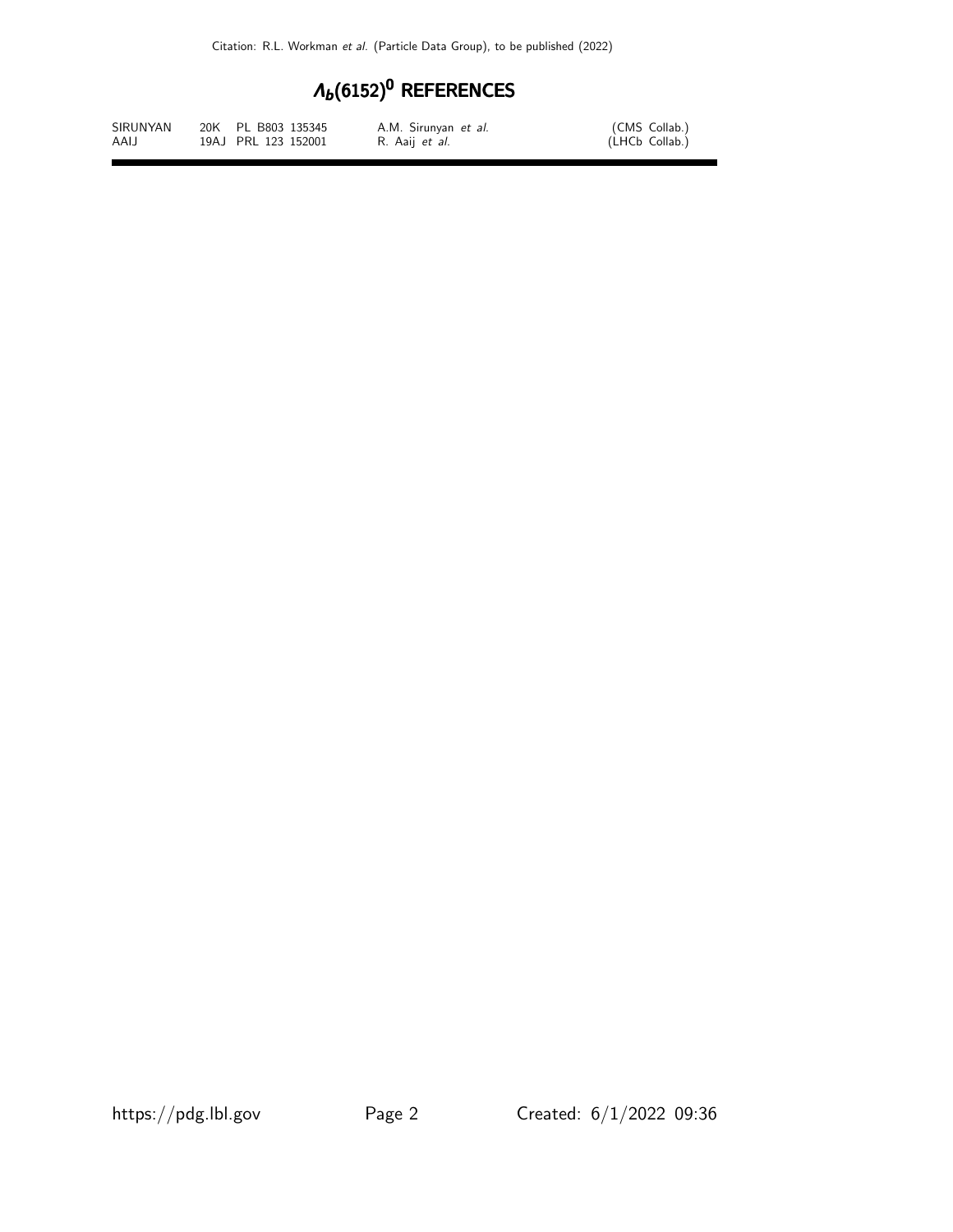# $\Lambda_b(6152)^0$ REFERENCES

| | | | | |
|---|---|---|---|---|
| SIRUNYAN | 20K | PL B803 135345 | A.M. Sirunyan *et al.* | (CMS Collab.) |
| AAIJ | 19AJ | PRL 123 152001 | R. Aaij *et al.* | (LHCb Collab.) |